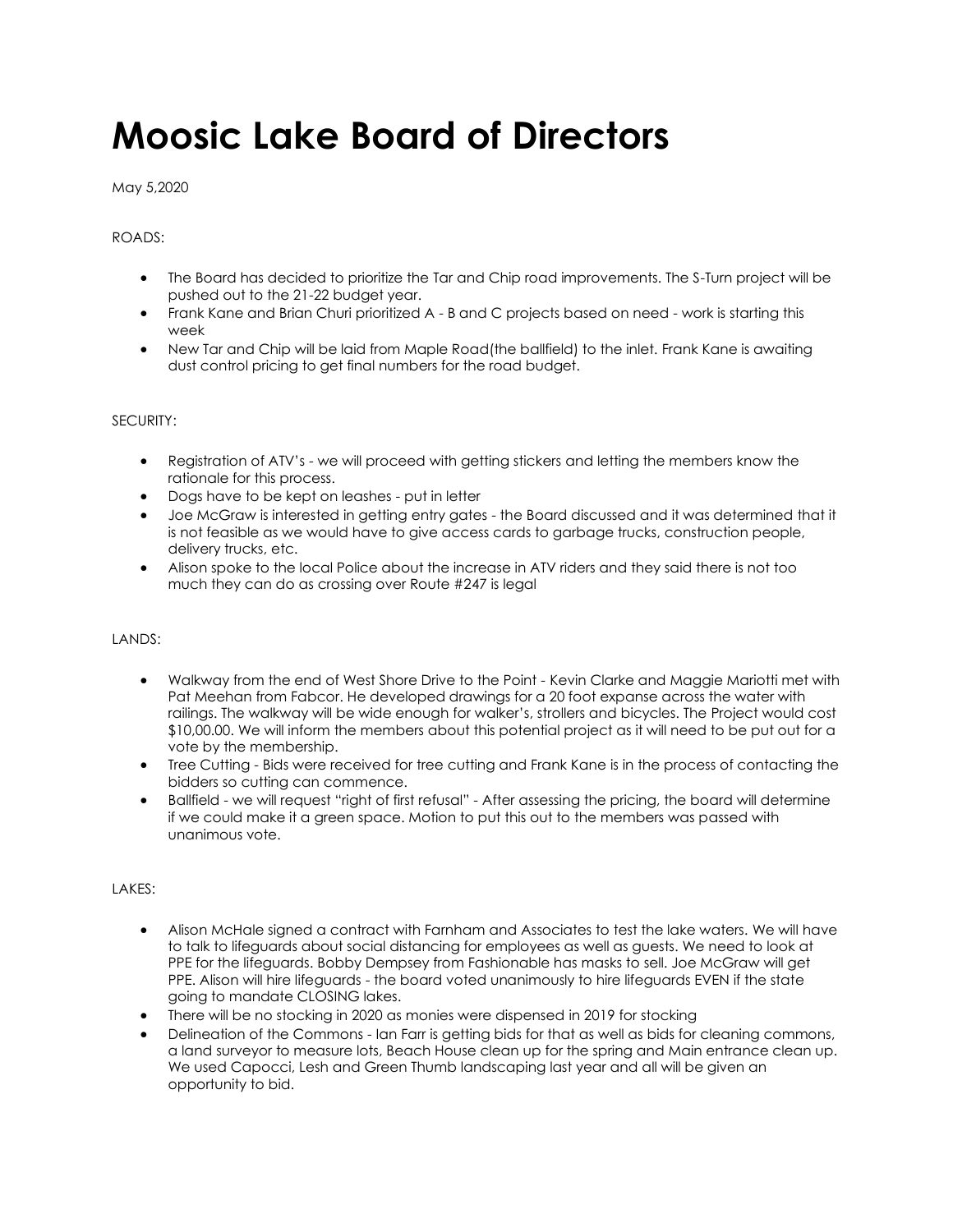# Moosic Lake Board of Directors

May 5,2020

ROADS:

- The Board has decided to prioritize the Tar and Chip road improvements. The S-Turn project will be pushed out to the 21-22 budget year.
- Frank Kane and Brian Churi prioritized A - B and C projects based on need - work is starting this week
- New Tar and Chip will be laid from Maple Road(the ballfield) to the inlet. Frank Kane is awaiting dust control pricing to get final numbers for the road budget.

SECURITY:

- Registration of ATV's - we will proceed with getting stickers and letting the members know the rationale for this process.
- Dogs have to be kept on leashes - put in letter
- Joe McGraw is interested in getting entry gates - the Board discussed and it was determined that it is not feasible as we would have to give access cards to garbage trucks, construction people, delivery trucks, etc.
- Alison spoke to the local Police about the increase in ATV riders and they said there is not too much they can do as crossing over Route #247 is legal

LANDS:

- Walkway from the end of West Shore Drive to the Point - Kevin Clarke and Maggie Mariotti met with Pat Meehan from Fabcor. He developed drawings for a 20 foot expanse across the water with railings. The walkway will be wide enough for walker's, strollers and bicycles. The Project would cost $10,00.00. We will inform the members about this potential project as it will need to be put out for a vote by the membership.
- Tree Cutting - Bids were received for tree cutting and Frank Kane is in the process of contacting the bidders so cutting can commence.
- Ballfield - we will request "right of first refusal" - After assessing the pricing, the board will determine if we could make it a green space. Motion to put this out to the members was passed with unanimous vote.

LAKES:

- Alison McHale signed a contract with Farnham and Associates to test the lake waters. We will have to talk to lifeguards about social distancing for employees as well as guests. We need to look at PPE for the lifeguards. Bobby Dempsey from Fashionable has masks to sell. Joe McGraw will get PPE. Alison will hire lifeguards - the board voted unanimously to hire lifeguards EVEN if the state going to mandate CLOSING lakes.
- There will be no stocking in 2020 as monies were dispensed in 2019 for stocking
- Delineation of the Commons - Ian Farr is getting bids for that as well as bids for cleaning commons, a land surveyor to measure lots, Beach House clean up for the spring and Main entrance clean up. We used Capocci, Lesh and Green Thumb landscaping last year and all will be given an opportunity to bid.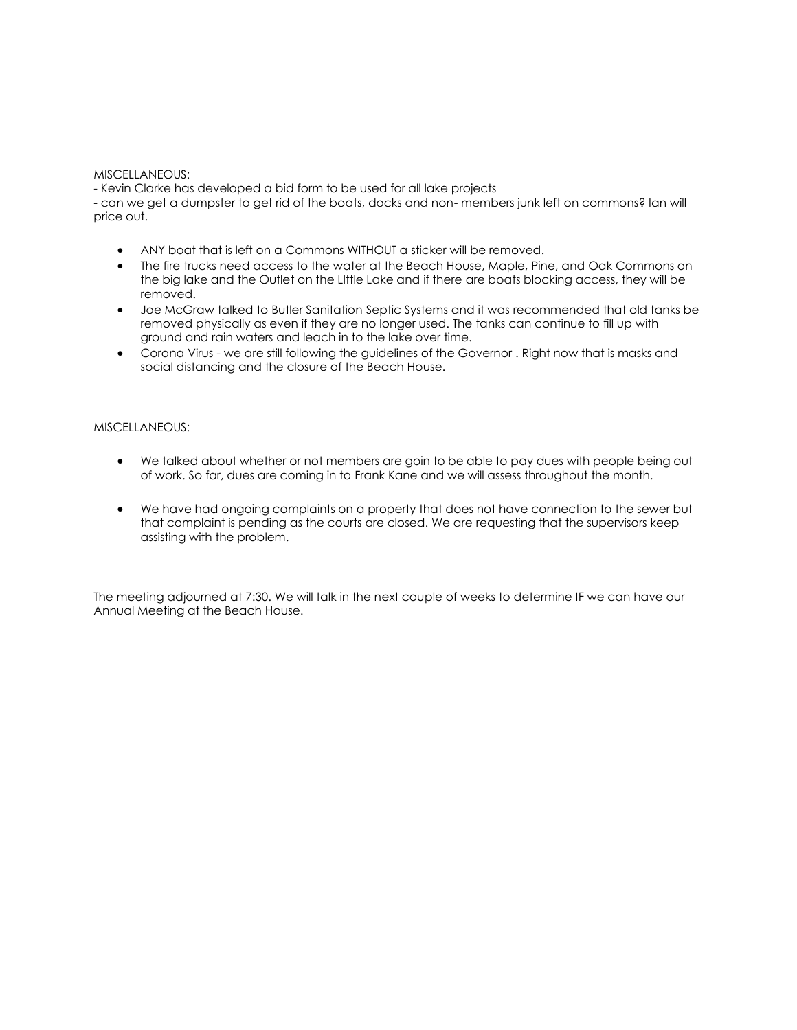MISCELLANEOUS:

- Kevin Clarke has developed a bid form to be used for all lake projects
- can we get a dumpster to get rid of the boats, docks and non- members junk left on commons? Ian will price out.

- ANY boat that is left on a Commons WITHOUT a sticker will be removed.
- The fire trucks need access to the water at the Beach House, Maple, Pine, and Oak Commons on the big lake and the Outlet on the LIttle Lake and if there are boats blocking access, they will be removed.
- Joe McGraw talked to Butler Sanitation Septic Systems and it was recommended that old tanks be removed physically as even if they are no longer used. The tanks can continue to fill up with ground and rain waters and leach in to the lake over time.
- Corona Virus - we are still following the guidelines of the Governor . Right now that is masks and social distancing and the closure of the Beach House.

MISCELLANEOUS:

- We talked about whether or not members are goin to be able to pay dues with people being out of work. So far, dues are coming in to Frank Kane and we will assess throughout the month.

- We have had ongoing complaints on a property that does not have connection to the sewer but that complaint is pending as the courts are closed. We are requesting that the supervisors keep assisting with the problem.

The meeting adjourned at 7:30. We will talk in the next couple of weeks to determine IF we can have our Annual Meeting at the Beach House.